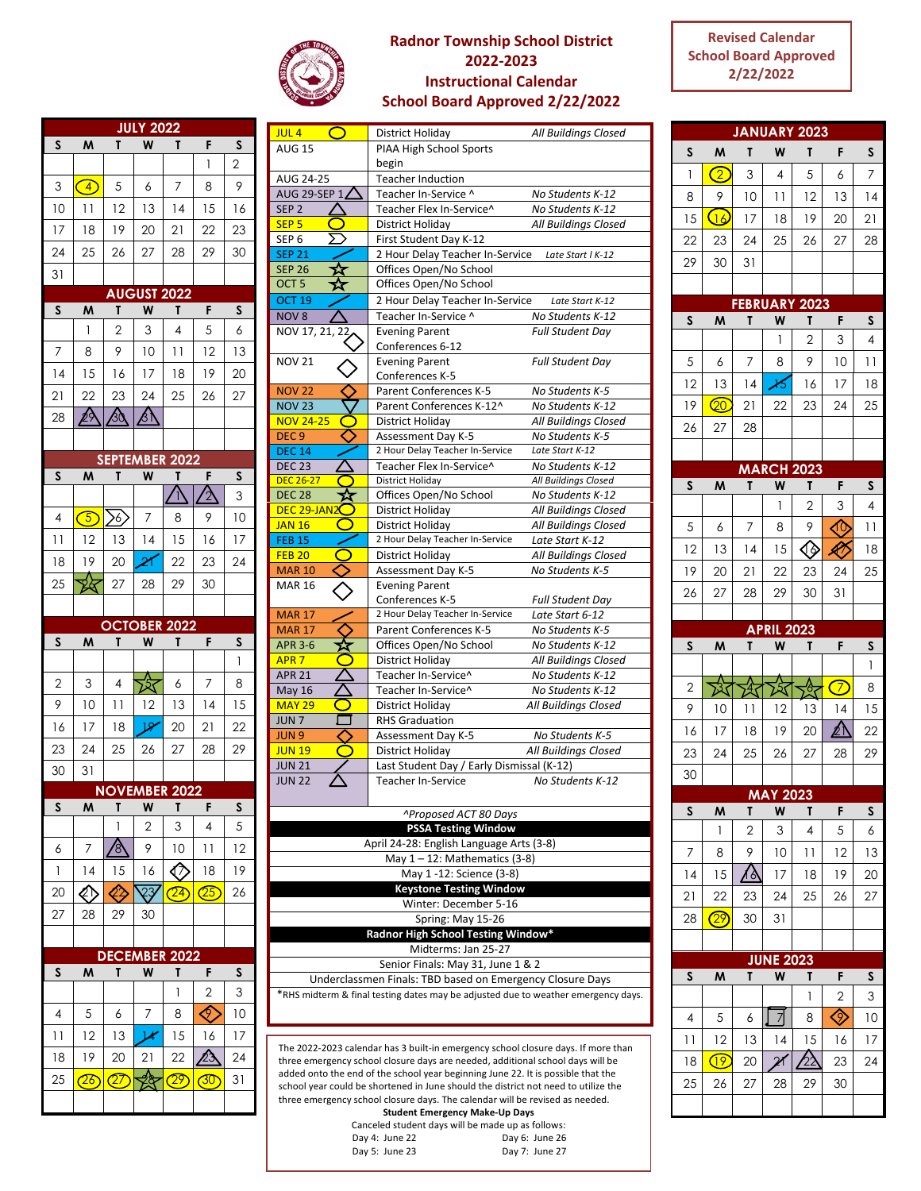# Radnor Township School District
## 2022-2023
## Instructional Calendar
## School Board Approved 2/22/2022

**Revised Calendar School Board Approved 2/22/2022**

### JULY 2022

| S | M | T | W | T | F | S |
|---|---|---|---|---|---|---|
| | | | | | 1 | 2 |
| 3 | 4 | 5 | 6 | 7 | 8 | 9 |
| 10 | 11 | 12 | 13 | 14 | 15 | 16 |
| 17 | 18 | 19 | 20 | 21 | 22 | 23 |
| 24 | 25 | 26 | 27 | 28 | 29 | 30 |
| 31 | | | | | | |

### AUGUST 2022

| S | M | T | W | T | F | S |
|---|---|---|---|---|---|---|
| | 1 | 2 | 3 | 4 | 5 | 6 |
| 7 | 8 | 9 | 10 | 11 | 12 | 13 |
| 14 | 15 | 16 | 17 | 18 | 19 | 20 |
| 21 | 22 | 23 | 24 | 25 | 26 | 27 |
| 28 | 29 | 30 | 31 | | | |

### SEPTEMBER 2022

| S | M | T | W | T | F | S |
|---|---|---|---|---|---|---|
| | | | | 1 | 2 | 3 |
| 4 | 5 | 6 | 7 | 8 | 9 | 10 |
| 11 | 12 | 13 | 14 | 15 | 16 | 17 |
| 18 | 19 | 20 | 21 | 22 | 23 | 24 |
| 25 | 26 | 27 | 28 | 29 | 30 | |

### OCTOBER 2022

| S | M | T | W | T | F | S |
|---|---|---|---|---|---|---|
| | | | | | | 1 |
| 2 | 3 | 4 | 5 | 6 | 7 | 8 |
| 9 | 10 | 11 | 12 | 13 | 14 | 15 |
| 16 | 17 | 18 | 19 | 20 | 21 | 22 |
| 23 | 24 | 25 | 26 | 27 | 28 | 29 |
| 30 | 31 | | | | | |

### NOVEMBER 2022

| S | M | T | W | T | F | S |
|---|---|---|---|---|---|---|
| | | 1 | 2 | 3 | 4 | 5 |
| 6 | 7 | 8 | 9 | 10 | 11 | 12 |
| 13 | 14 | 15 | 16 | 17 | 18 | 19 |
| 20 | 21 | 22 | 23 | 24 | 25 | 26 |
| 27 | 28 | 29 | 30 | | | |

### DECEMBER 2022

| S | M | T | W | T | F | S |
|---|---|---|---|---|---|---|
| | | | | 1 | 2 | 3 |
| 4 | 5 | 6 | 7 | 8 | 9 | 10 |
| 11 | 12 | 13 | 14 | 15 | 16 | 17 |
| 18 | 19 | 20 | 21 | 22 | 23 | 24 |
| 25 | 26 | 27 | 28 | 29 | 30 | 31 |

### Calendar Key

| Date | Event | Notes |
|---|---|---|
| JUL 4 | District Holiday | All Buildings Closed |
| AUG 15 | PIAA High School Sports begin | |
| AUG 24-25 | Teacher Induction | |
| AUG 29-SEP 1 | Teacher In-Service ^ | No Students K-12 |
| SEP 2 | Teacher Flex In-Service^ | No Students K-12 |
| SEP 5 | District Holiday | All Buildings Closed |
| SEP 6 | First Student Day K-12 | |
| SEP 21 | 2 Hour Delay Teacher In-Service | Late Start I K-12 |
| SEP 26 | Offices Open/No School | |
| OCT 5 | Offices Open/No School | |
| OCT 19 | 2 Hour Delay Teacher In-Service | Late Start K-12 |
| NOV 8 | Teacher In-Service ^ | No Students K-12 |
| NOV 17, 21, 22 | Evening Parent Conferences 6-12 | Full Student Day |
| NOV 21 | Evening Parent Conferences K-5 | Full Student Day |
| NOV 22 | Parent Conferences K-5 | No Students K-5 |
| NOV 23 | Parent Conferences K-12^ | No Students K-12 |
| NOV 24-25 | District Holiday | All Buildings Closed |
| DEC 9 | Assessment Day K-5 | No Students K-5 |
| DEC 14 | 2 Hour Delay Teacher In-Service | Late Start K-12 |
| DEC 23 | Teacher Flex In-Service^ | No Students K-12 |
| DEC 26-27 | District Holiday | All Buildings Closed |
| DEC 28 | Offices Open/No School | No Students K-12 |
| DEC 29-JAN2 | District Holiday | All Buildings Closed |
| JAN 16 | District Holiday | All Buildings Closed |
| FEB 15 | 2 Hour Delay Teacher In-Service | Late Start K-12 |
| FEB 20 | District Holiday | All Buildings Closed |
| MAR 10 | Assessment Day K-5 | No Students K-5 |
| MAR 16 | Evening Parent Conferences K-5 | Full Student Day |
| MAR 17 | 2 Hour Delay Teacher In-Service | Late Start 6-12 |
| MAR 17 | Parent Conferences K-5 | No Students K-5 |
| APR 3-6 | Offices Open/No School | No Students K-12 |
| APR 7 | District Holiday | All Buildings Closed |
| APR 21 | Teacher In-Service^ | No Students K-12 |
| May 16 | Teacher In-Service^ | No Students K-12 |
| MAY 29 | District Holiday | All Buildings Closed |
| JUN 7 | RHS Graduation | |
| JUN 9 | Assessment Day K-5 | No Students K-5 |
| JUN 19 | District Holiday | All Buildings Closed |
| JUN 21 | Last Student Day / Early Dismissal (K-12) | |
| JUN 22 | Teacher In-Service | No Students K-12 |

*^Proposed ACT 80 Days*

**PSSA Testing Window**

April 24-28: English Language Arts (3-8)
May 1 – 12: Mathematics (3-8)
May 1 -12: Science (3-8)

**Keystone Testing Window**

Winter: December 5-16
Spring: May 15-26

**Radnor High School Testing Window***

Midterms: Jan 25-27
Senior Finals: May 31, June 1 & 2
Underclassmen Finals: TBD based on Emergency Closure Days

*RHS midterm & final testing dates may be adjusted due to weather emergency days.

The 2022-2023 calendar has 3 built-in emergency school closure days. If more than three emergency school closure days are needed, additional school days will be added onto the end of the school year beginning June 22. It is possible that the school year could be shortened in June should the district not need to utilize the three emergency school closure days. The calendar will be revised as needed.

**Student Emergency Make-Up Days**

Canceled student days will be made up as follows:

Day 4: June 22
Day 5: June 23
Day 6: June 26
Day 7: June 27

### JANUARY 2023

| S | M | T | W | T | F | S |
|---|---|---|---|---|---|---|
| 1 | 2 | 3 | 4 | 5 | 6 | 7 |
| 8 | 9 | 10 | 11 | 12 | 13 | 14 |
| 15 | 16 | 17 | 18 | 19 | 20 | 21 |
| 22 | 23 | 24 | 25 | 26 | 27 | 28 |
| 29 | 30 | 31 | | | | |

### FEBRUARY 2023

| S | M | T | W | T | F | S |
|---|---|---|---|---|---|---|
| | | | 1 | 2 | 3 | 4 |
| 5 | 6 | 7 | 8 | 9 | 10 | 11 |
| 12 | 13 | 14 | 15 | 16 | 17 | 18 |
| 19 | 20 | 21 | 22 | 23 | 24 | 25 |
| 26 | 27 | 28 | | | | |

### MARCH 2023

| S | M | T | W | T | F | S |
|---|---|---|---|---|---|---|
| | | | 1 | 2 | 3 | 4 |
| 5 | 6 | 7 | 8 | 9 | 10 | 11 |
| 12 | 13 | 14 | 15 | 16 | 17 | 18 |
| 19 | 20 | 21 | 22 | 23 | 24 | 25 |
| 26 | 27 | 28 | 29 | 30 | 31 | |

### APRIL 2023

| S | M | T | W | T | F | S |
|---|---|---|---|---|---|---|
| | | | | | | 1 |
| 2 | 3 | 4 | 5 | 6 | 7 | 8 |
| 9 | 10 | 11 | 12 | 13 | 14 | 15 |
| 16 | 17 | 18 | 19 | 20 | 21 | 22 |
| 23 | 24 | 25 | 26 | 27 | 28 | 29 |
| 30 | | | | | | |

### MAY 2023

| S | M | T | W | T | F | S |
|---|---|---|---|---|---|---|
| | 1 | 2 | 3 | 4 | 5 | 6 |
| 7 | 8 | 9 | 10 | 11 | 12 | 13 |
| 14 | 15 | 16 | 17 | 18 | 19 | 20 |
| 21 | 22 | 23 | 24 | 25 | 26 | 27 |
| 28 | 29 | 30 | 31 | | | |

### JUNE 2023

| S | M | T | W | T | F | S |
|---|---|---|---|---|---|---|
| | | | | 1 | 2 | 3 |
| 4 | 5 | 6 | 7 | 8 | 9 | 10 |
| 11 | 12 | 13 | 14 | 15 | 16 | 17 |
| 18 | 19 | 20 | 21 | 22 | 23 | 24 |
| 25 | 26 | 27 | 28 | 29 | 30 | |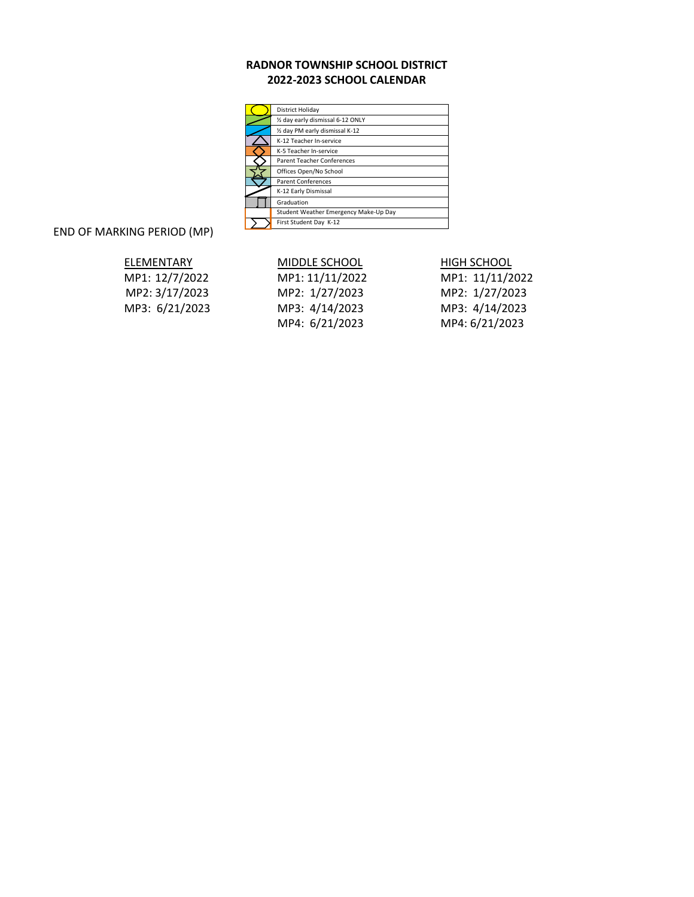# RADNOR TOWNSHIP SCHOOL DISTRICT
# 2022-2023 SCHOOL CALENDAR

| | |
|---|---|
| | District Holiday |
| | ½ day early dismissal 6-12 ONLY |
| | ½ day PM early dismissal K-12 |
| | K-12 Teacher In-service |
| | K-5 Teacher In-service |
| | Parent Teacher Conferences |
| | Offices Open/No School |
| | Parent Conferences |
| | K-12 Early Dismissal |
| | Graduation |
| | Student Weather Emergency Make-Up Day |
| | First Student Day K-12 |

END OF MARKING PERIOD (MP)

| ELEMENTARY | MIDDLE SCHOOL | HIGH SCHOOL |
|---|---|---|
| MP1: 12/7/2022 | MP1: 11/11/2022 | MP1: 11/11/2022 |
| MP2: 3/17/2023 | MP2: 1/27/2023 | MP2: 1/27/2023 |
| MP3: 6/21/2023 | MP3: 4/14/2023 | MP3: 4/14/2023 |
| | MP4: 6/21/2023 | MP4: 6/21/2023 |